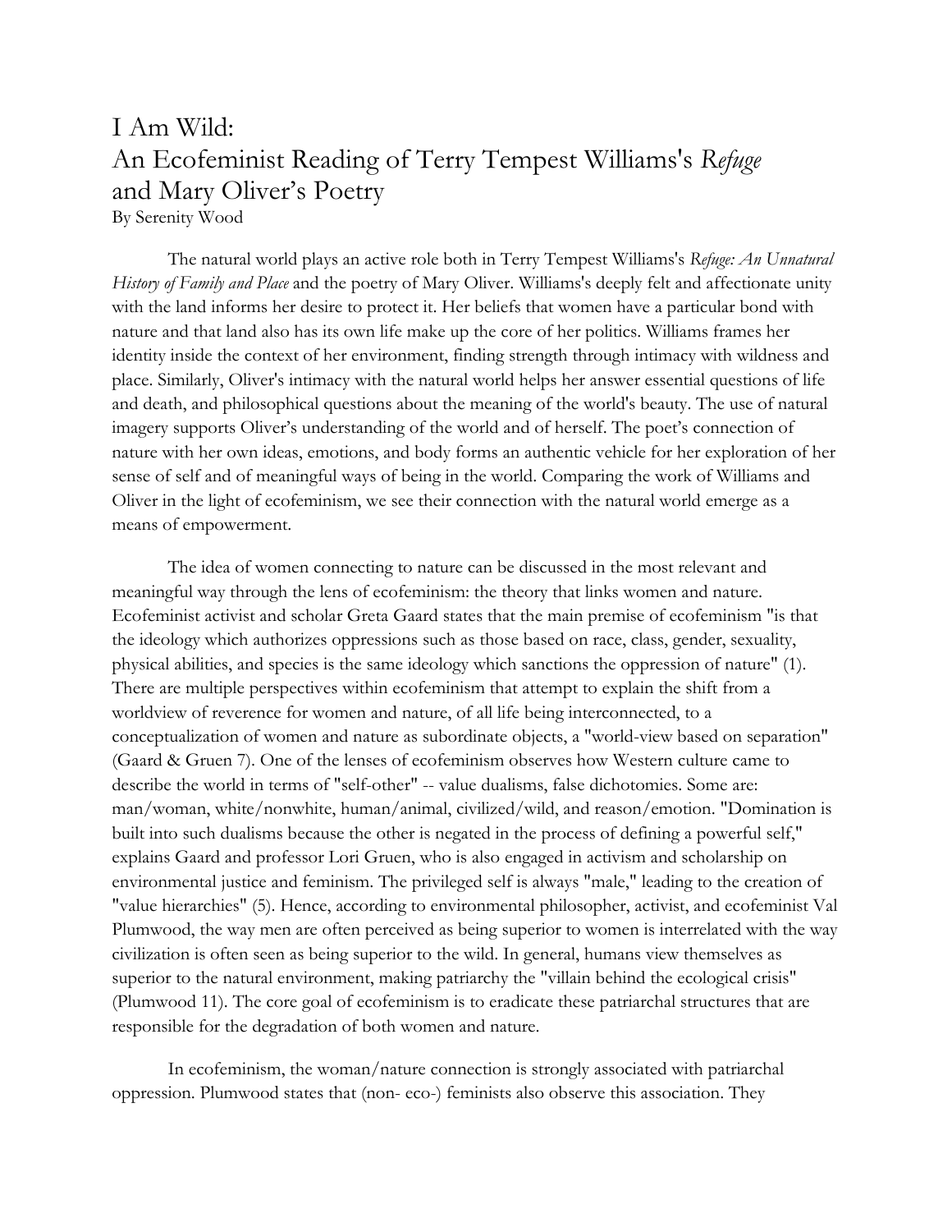# I Am Wild:
# An Ecofeminist Reading of Terry Tempest Williams's *Refuge* and Mary Oliver's Poetry

By Serenity Wood

The natural world plays an active role both in Terry Tempest Williams's *Refuge: An Unnatural History of Family and Place* and the poetry of Mary Oliver. Williams's deeply felt and affectionate unity with the land informs her desire to protect it. Her beliefs that women have a particular bond with nature and that land also has its own life make up the core of her politics. Williams frames her identity inside the context of her environment, finding strength through intimacy with wildness and place. Similarly, Oliver's intimacy with the natural world helps her answer essential questions of life and death, and philosophical questions about the meaning of the world's beauty. The use of natural imagery supports Oliver's understanding of the world and of herself. The poet's connection of nature with her own ideas, emotions, and body forms an authentic vehicle for her exploration of her sense of self and of meaningful ways of being in the world. Comparing the work of Williams and Oliver in the light of ecofeminism, we see their connection with the natural world emerge as a means of empowerment.

The idea of women connecting to nature can be discussed in the most relevant and meaningful way through the lens of ecofeminism: the theory that links women and nature. Ecofeminist activist and scholar Greta Gaard states that the main premise of ecofeminism "is that the ideology which authorizes oppressions such as those based on race, class, gender, sexuality, physical abilities, and species is the same ideology which sanctions the oppression of nature" (1). There are multiple perspectives within ecofeminism that attempt to explain the shift from a worldview of reverence for women and nature, of all life being interconnected, to a conceptualization of women and nature as subordinate objects, a "world-view based on separation" (Gaard & Gruen 7). One of the lenses of ecofeminism observes how Western culture came to describe the world in terms of "self-other" -- value dualisms, false dichotomies. Some are: man/woman, white/nonwhite, human/animal, civilized/wild, and reason/emotion. "Domination is built into such dualisms because the other is negated in the process of defining a powerful self," explains Gaard and professor Lori Gruen, who is also engaged in activism and scholarship on environmental justice and feminism. The privileged self is always "male," leading to the creation of "value hierarchies" (5). Hence, according to environmental philosopher, activist, and ecofeminist Val Plumwood, the way men are often perceived as being superior to women is interrelated with the way civilization is often seen as being superior to the wild. In general, humans view themselves as superior to the natural environment, making patriarchy the "villain behind the ecological crisis" (Plumwood 11). The core goal of ecofeminism is to eradicate these patriarchal structures that are responsible for the degradation of both women and nature.

In ecofeminism, the woman/nature connection is strongly associated with patriarchal oppression. Plumwood states that (non- eco-) feminists also observe this association. They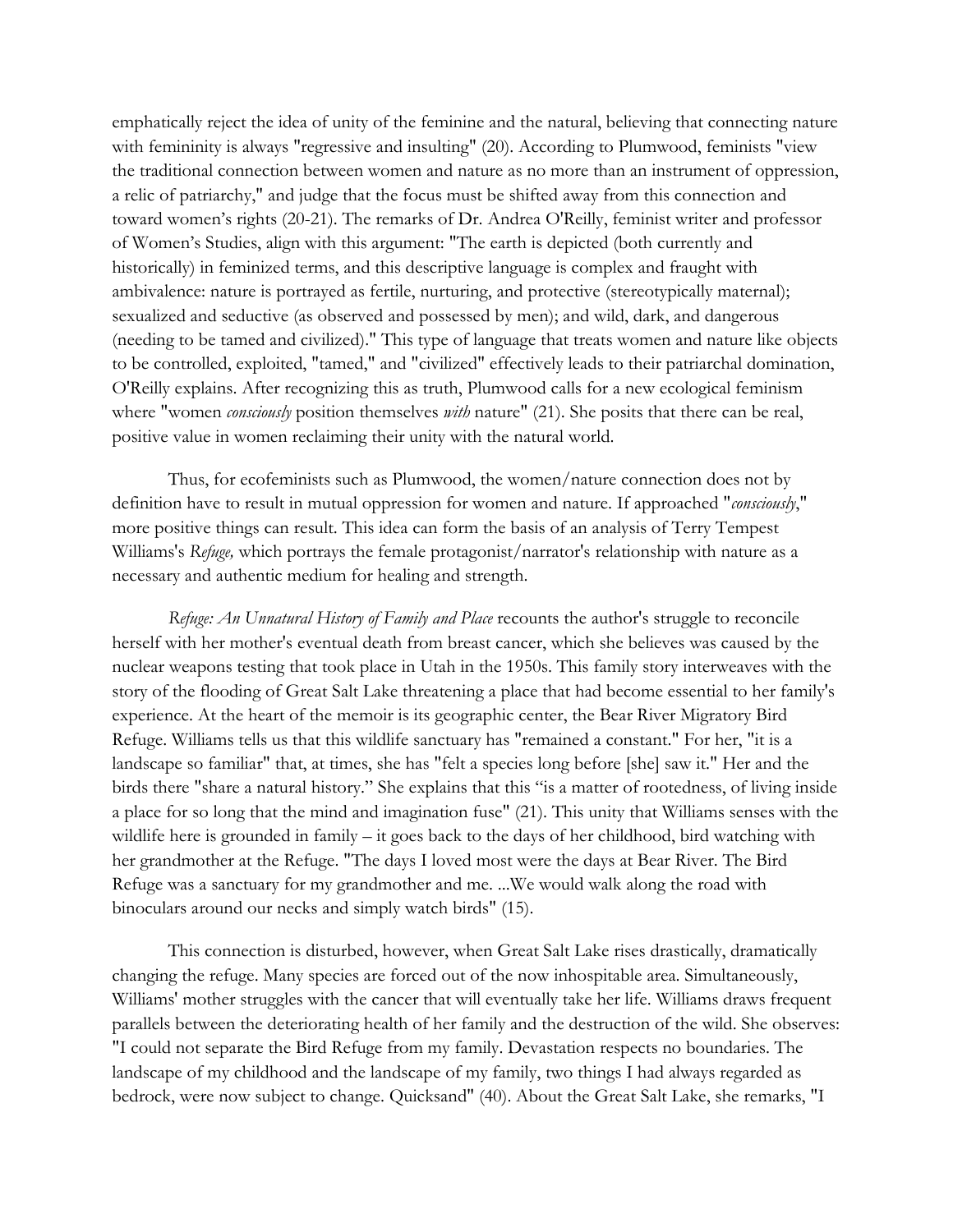emphatically reject the idea of unity of the feminine and the natural, believing that connecting nature with femininity is always "regressive and insulting" (20). According to Plumwood, feminists "view the traditional connection between women and nature as no more than an instrument of oppression, a relic of patriarchy," and judge that the focus must be shifted away from this connection and toward women's rights (20-21). The remarks of Dr. Andrea O'Reilly, feminist writer and professor of Women's Studies, align with this argument: "The earth is depicted (both currently and historically) in feminized terms, and this descriptive language is complex and fraught with ambivalence: nature is portrayed as fertile, nurturing, and protective (stereotypically maternal); sexualized and seductive (as observed and possessed by men); and wild, dark, and dangerous (needing to be tamed and civilized)." This type of language that treats women and nature like objects to be controlled, exploited, "tamed," and "civilized" effectively leads to their patriarchal domination, O'Reilly explains. After recognizing this as truth, Plumwood calls for a new ecological feminism where "women *consciously* position themselves *with* nature" (21). She posits that there can be real, positive value in women reclaiming their unity with the natural world.

Thus, for ecofeminists such as Plumwood, the women/nature connection does not by definition have to result in mutual oppression for women and nature. If approached "*consciously*," more positive things can result. This idea can form the basis of an analysis of Terry Tempest Williams's *Refuge,* which portrays the female protagonist/narrator's relationship with nature as a necessary and authentic medium for healing and strength.

*Refuge: An Unnatural History of Family and Place* recounts the author's struggle to reconcile herself with her mother's eventual death from breast cancer, which she believes was caused by the nuclear weapons testing that took place in Utah in the 1950s. This family story interweaves with the story of the flooding of Great Salt Lake threatening a place that had become essential to her family's experience. At the heart of the memoir is its geographic center, the Bear River Migratory Bird Refuge. Williams tells us that this wildlife sanctuary has "remained a constant." For her, "it is a landscape so familiar" that, at times, she has "felt a species long before [she] saw it." Her and the birds there "share a natural history." She explains that this "is a matter of rootedness, of living inside a place for so long that the mind and imagination fuse" (21). This unity that Williams senses with the wildlife here is grounded in family – it goes back to the days of her childhood, bird watching with her grandmother at the Refuge. "The days I loved most were the days at Bear River. The Bird Refuge was a sanctuary for my grandmother and me. ...We would walk along the road with binoculars around our necks and simply watch birds" (15).

This connection is disturbed, however, when Great Salt Lake rises drastically, dramatically changing the refuge. Many species are forced out of the now inhospitable area. Simultaneously, Williams' mother struggles with the cancer that will eventually take her life. Williams draws frequent parallels between the deteriorating health of her family and the destruction of the wild. She observes: "I could not separate the Bird Refuge from my family. Devastation respects no boundaries. The landscape of my childhood and the landscape of my family, two things I had always regarded as bedrock, were now subject to change. Quicksand" (40). About the Great Salt Lake, she remarks, "I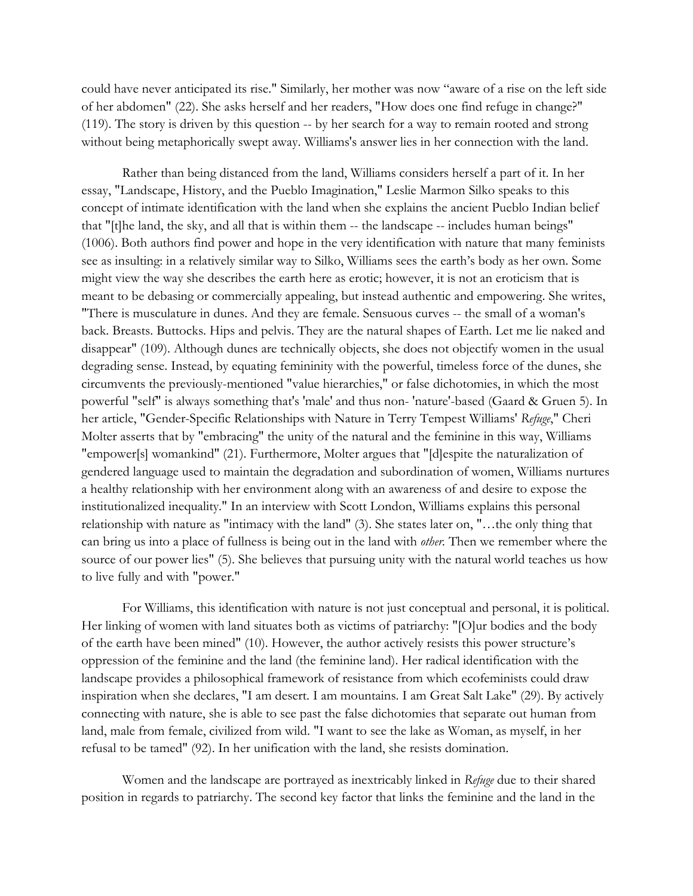could have never anticipated its rise." Similarly, her mother was now "aware of a rise on the left side of her abdomen" (22). She asks herself and her readers, "How does one find refuge in change?" (119). The story is driven by this question -- by her search for a way to remain rooted and strong without being metaphorically swept away. Williams's answer lies in her connection with the land.

Rather than being distanced from the land, Williams considers herself a part of it. In her essay, "Landscape, History, and the Pueblo Imagination," Leslie Marmon Silko speaks to this concept of intimate identification with the land when she explains the ancient Pueblo Indian belief that "[t]he land, the sky, and all that is within them -- the landscape -- includes human beings" (1006). Both authors find power and hope in the very identification with nature that many feminists see as insulting: in a relatively similar way to Silko, Williams sees the earth's body as her own. Some might view the way she describes the earth here as erotic; however, it is not an eroticism that is meant to be debasing or commercially appealing, but instead authentic and empowering. She writes, "There is musculature in dunes. And they are female. Sensuous curves -- the small of a woman's back. Breasts. Buttocks. Hips and pelvis. They are the natural shapes of Earth. Let me lie naked and disappear" (109). Although dunes are technically objects, she does not objectify women in the usual degrading sense. Instead, by equating femininity with the powerful, timeless force of the dunes, she circumvents the previously-mentioned "value hierarchies," or false dichotomies, in which the most powerful "self" is always something that's 'male' and thus non- 'nature'-based (Gaard & Gruen 5). In her article, "Gender-Specific Relationships with Nature in Terry Tempest Williams' *Refuge*," Cheri Molter asserts that by "embracing" the unity of the natural and the feminine in this way, Williams "empower[s] womankind" (21). Furthermore, Molter argues that "[d]espite the naturalization of gendered language used to maintain the degradation and subordination of women, Williams nurtures a healthy relationship with her environment along with an awareness of and desire to expose the institutionalized inequality." In an interview with Scott London, Williams explains this personal relationship with nature as "intimacy with the land" (3). She states later on, "…the only thing that can bring us into a place of fullness is being out in the land with *other*. Then we remember where the source of our power lies" (5). She believes that pursuing unity with the natural world teaches us how to live fully and with "power."

For Williams, this identification with nature is not just conceptual and personal, it is political. Her linking of women with land situates both as victims of patriarchy: "[O]ur bodies and the body of the earth have been mined" (10). However, the author actively resists this power structure's oppression of the feminine and the land (the feminine land). Her radical identification with the landscape provides a philosophical framework of resistance from which ecofeminists could draw inspiration when she declares, "I am desert. I am mountains. I am Great Salt Lake" (29). By actively connecting with nature, she is able to see past the false dichotomies that separate out human from land, male from female, civilized from wild. "I want to see the lake as Woman, as myself, in her refusal to be tamed" (92). In her unification with the land, she resists domination.

Women and the landscape are portrayed as inextricably linked in *Refuge* due to their shared position in regards to patriarchy. The second key factor that links the feminine and the land in the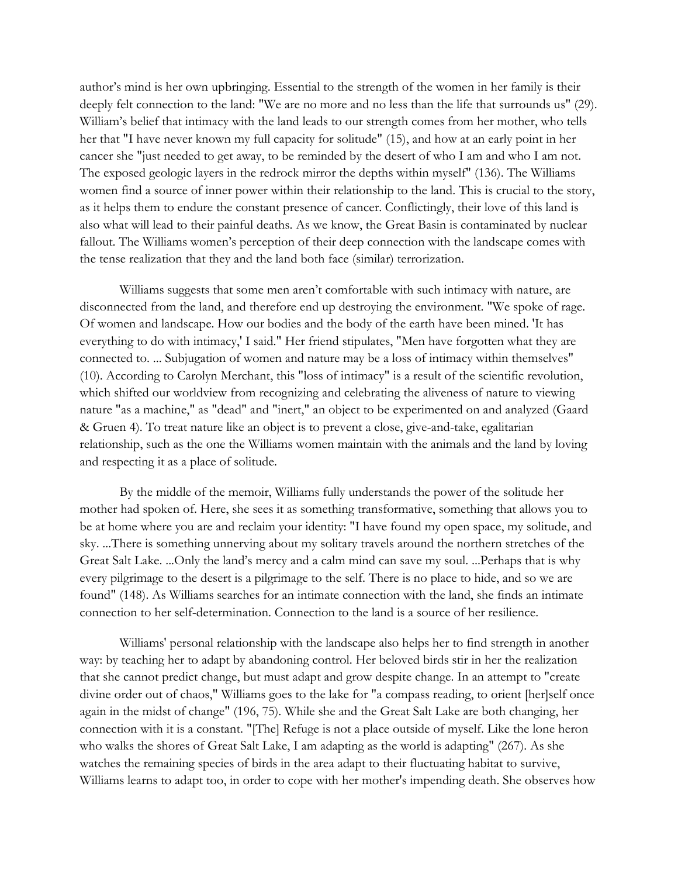author's mind is her own upbringing. Essential to the strength of the women in her family is their deeply felt connection to the land: "We are no more and no less than the life that surrounds us" (29). William's belief that intimacy with the land leads to our strength comes from her mother, who tells her that "I have never known my full capacity for solitude" (15), and how at an early point in her cancer she "just needed to get away, to be reminded by the desert of who I am and who I am not. The exposed geologic layers in the redrock mirror the depths within myself" (136). The Williams women find a source of inner power within their relationship to the land. This is crucial to the story, as it helps them to endure the constant presence of cancer. Conflictingly, their love of this land is also what will lead to their painful deaths. As we know, the Great Basin is contaminated by nuclear fallout. The Williams women's perception of their deep connection with the landscape comes with the tense realization that they and the land both face (similar) terrorization.

Williams suggests that some men aren't comfortable with such intimacy with nature, are disconnected from the land, and therefore end up destroying the environment. "We spoke of rage. Of women and landscape. How our bodies and the body of the earth have been mined. 'It has everything to do with intimacy,' I said." Her friend stipulates, "Men have forgotten what they are connected to. ... Subjugation of women and nature may be a loss of intimacy within themselves" (10). According to Carolyn Merchant, this "loss of intimacy" is a result of the scientific revolution, which shifted our worldview from recognizing and celebrating the aliveness of nature to viewing nature "as a machine," as "dead" and "inert," an object to be experimented on and analyzed (Gaard & Gruen 4). To treat nature like an object is to prevent a close, give-and-take, egalitarian relationship, such as the one the Williams women maintain with the animals and the land by loving and respecting it as a place of solitude.

By the middle of the memoir, Williams fully understands the power of the solitude her mother had spoken of. Here, she sees it as something transformative, something that allows you to be at home where you are and reclaim your identity: "I have found my open space, my solitude, and sky. ...There is something unnerving about my solitary travels around the northern stretches of the Great Salt Lake. ...Only the land's mercy and a calm mind can save my soul. ...Perhaps that is why every pilgrimage to the desert is a pilgrimage to the self. There is no place to hide, and so we are found" (148). As Williams searches for an intimate connection with the land, she finds an intimate connection to her self-determination. Connection to the land is a source of her resilience.

Williams' personal relationship with the landscape also helps her to find strength in another way: by teaching her to adapt by abandoning control. Her beloved birds stir in her the realization that she cannot predict change, but must adapt and grow despite change. In an attempt to "create divine order out of chaos," Williams goes to the lake for "a compass reading, to orient [her]self once again in the midst of change" (196, 75). While she and the Great Salt Lake are both changing, her connection with it is a constant. "[The] Refuge is not a place outside of myself. Like the lone heron who walks the shores of Great Salt Lake, I am adapting as the world is adapting" (267). As she watches the remaining species of birds in the area adapt to their fluctuating habitat to survive, Williams learns to adapt too, in order to cope with her mother's impending death. She observes how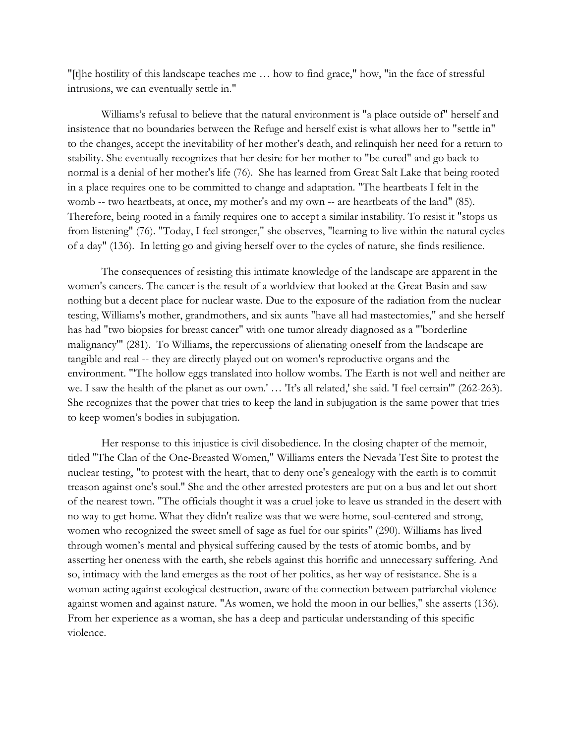"[t]he hostility of this landscape teaches me … how to find grace," how, "in the face of stressful intrusions, we can eventually settle in."

Williams's refusal to believe that the natural environment is "a place outside of" herself and insistence that no boundaries between the Refuge and herself exist is what allows her to "settle in" to the changes, accept the inevitability of her mother's death, and relinquish her need for a return to stability. She eventually recognizes that her desire for her mother to "be cured" and go back to normal is a denial of her mother's life (76). She has learned from Great Salt Lake that being rooted in a place requires one to be committed to change and adaptation. "The heartbeats I felt in the womb -- two heartbeats, at once, my mother's and my own -- are heartbeats of the land" (85). Therefore, being rooted in a family requires one to accept a similar instability. To resist it "stops us from listening" (76). "Today, I feel stronger," she observes, "learning to live within the natural cycles of a day" (136). In letting go and giving herself over to the cycles of nature, she finds resilience.

The consequences of resisting this intimate knowledge of the landscape are apparent in the women's cancers. The cancer is the result of a worldview that looked at the Great Basin and saw nothing but a decent place for nuclear waste. Due to the exposure of the radiation from the nuclear testing, Williams's mother, grandmothers, and six aunts "have all had mastectomies," and she herself has had "two biopsies for breast cancer" with one tumor already diagnosed as a "'borderline malignancy'" (281). To Williams, the repercussions of alienating oneself from the landscape are tangible and real -- they are directly played out on women's reproductive organs and the environment. "'The hollow eggs translated into hollow wombs. The Earth is not well and neither are we. I saw the health of the planet as our own.' … 'It's all related,' she said. 'I feel certain'" (262-263). She recognizes that the power that tries to keep the land in subjugation is the same power that tries to keep women's bodies in subjugation.

Her response to this injustice is civil disobedience. In the closing chapter of the memoir, titled "The Clan of the One-Breasted Women," Williams enters the Nevada Test Site to protest the nuclear testing, "to protest with the heart, that to deny one's genealogy with the earth is to commit treason against one's soul." She and the other arrested protesters are put on a bus and let out short of the nearest town. "The officials thought it was a cruel joke to leave us stranded in the desert with no way to get home. What they didn't realize was that we were home, soul-centered and strong, women who recognized the sweet smell of sage as fuel for our spirits" (290). Williams has lived through women's mental and physical suffering caused by the tests of atomic bombs, and by asserting her oneness with the earth, she rebels against this horrific and unnecessary suffering. And so, intimacy with the land emerges as the root of her politics, as her way of resistance. She is a woman acting against ecological destruction, aware of the connection between patriarchal violence against women and against nature. "As women, we hold the moon in our bellies," she asserts (136). From her experience as a woman, she has a deep and particular understanding of this specific violence.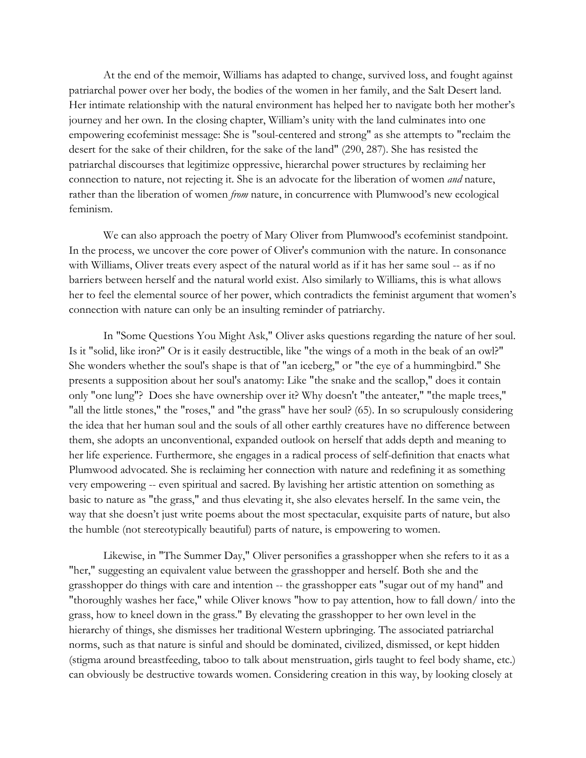At the end of the memoir, Williams has adapted to change, survived loss, and fought against patriarchal power over her body, the bodies of the women in her family, and the Salt Desert land. Her intimate relationship with the natural environment has helped her to navigate both her mother's journey and her own. In the closing chapter, William's unity with the land culminates into one empowering ecofeminist message: She is "soul-centered and strong" as she attempts to "reclaim the desert for the sake of their children, for the sake of the land" (290, 287). She has resisted the patriarchal discourses that legitimize oppressive, hierarchal power structures by reclaiming her connection to nature, not rejecting it. She is an advocate for the liberation of women *and* nature, rather than the liberation of women *from* nature, in concurrence with Plumwood's new ecological feminism.

We can also approach the poetry of Mary Oliver from Plumwood's ecofeminist standpoint. In the process, we uncover the core power of Oliver's communion with the nature. In consonance with Williams, Oliver treats every aspect of the natural world as if it has her same soul -- as if no barriers between herself and the natural world exist. Also similarly to Williams, this is what allows her to feel the elemental source of her power, which contradicts the feminist argument that women's connection with nature can only be an insulting reminder of patriarchy.

In "Some Questions You Might Ask," Oliver asks questions regarding the nature of her soul. Is it "solid, like iron?" Or is it easily destructible, like "the wings of a moth in the beak of an owl?" She wonders whether the soul's shape is that of "an iceberg," or "the eye of a hummingbird." She presents a supposition about her soul's anatomy: Like "the snake and the scallop," does it contain only "one lung"? Does she have ownership over it? Why doesn't "the anteater," "the maple trees," "all the little stones," the "roses," and "the grass" have her soul? (65). In so scrupulously considering the idea that her human soul and the souls of all other earthly creatures have no difference between them, she adopts an unconventional, expanded outlook on herself that adds depth and meaning to her life experience. Furthermore, she engages in a radical process of self-definition that enacts what Plumwood advocated. She is reclaiming her connection with nature and redefining it as something very empowering -- even spiritual and sacred. By lavishing her artistic attention on something as basic to nature as "the grass," and thus elevating it, she also elevates herself. In the same vein, the way that she doesn't just write poems about the most spectacular, exquisite parts of nature, but also the humble (not stereotypically beautiful) parts of nature, is empowering to women.

Likewise, in "The Summer Day," Oliver personifies a grasshopper when she refers to it as a "her," suggesting an equivalent value between the grasshopper and herself. Both she and the grasshopper do things with care and intention -- the grasshopper eats "sugar out of my hand" and "thoroughly washes her face," while Oliver knows "how to pay attention, how to fall down/ into the grass, how to kneel down in the grass." By elevating the grasshopper to her own level in the hierarchy of things, she dismisses her traditional Western upbringing. The associated patriarchal norms, such as that nature is sinful and should be dominated, civilized, dismissed, or kept hidden (stigma around breastfeeding, taboo to talk about menstruation, girls taught to feel body shame, etc.) can obviously be destructive towards women. Considering creation in this way, by looking closely at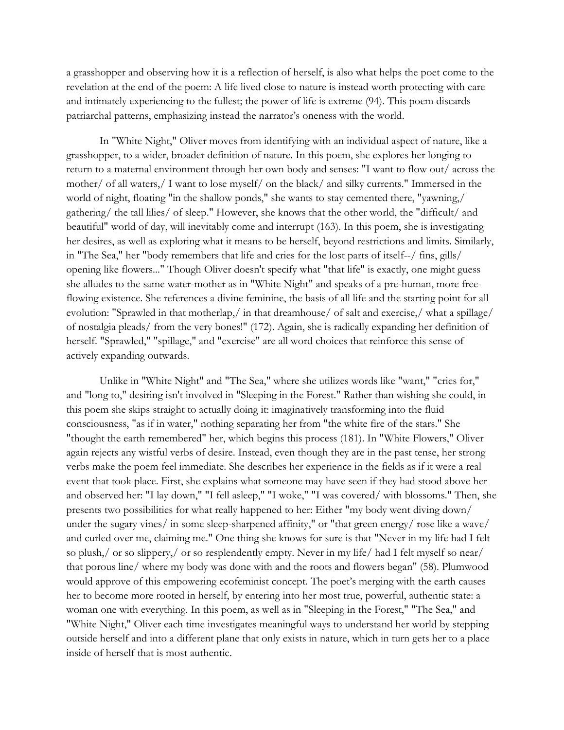a grasshopper and observing how it is a reflection of herself, is also what helps the poet come to the revelation at the end of the poem: A life lived close to nature is instead worth protecting with care and intimately experiencing to the fullest; the power of life is extreme (94). This poem discards patriarchal patterns, emphasizing instead the narrator's oneness with the world.

In "White Night," Oliver moves from identifying with an individual aspect of nature, like a grasshopper, to a wider, broader definition of nature. In this poem, she explores her longing to return to a maternal environment through her own body and senses: "I want to flow out/ across the mother/ of all waters,/ I want to lose myself/ on the black/ and silky currents." Immersed in the world of night, floating "in the shallow ponds," she wants to stay cemented there, "yawning,/ gathering/ the tall lilies/ of sleep." However, she knows that the other world, the "difficult/ and beautiful" world of day, will inevitably come and interrupt (163). In this poem, she is investigating her desires, as well as exploring what it means to be herself, beyond restrictions and limits. Similarly, in "The Sea," her "body remembers that life and cries for the lost parts of itself--/ fins, gills/ opening like flowers..." Though Oliver doesn't specify what "that life" is exactly, one might guess she alludes to the same water-mother as in "White Night" and speaks of a pre-human, more free-flowing existence. She references a divine feminine, the basis of all life and the starting point for all evolution: "Sprawled in that motherlap,/ in that dreamhouse/ of salt and exercise,/ what a spillage/ of nostalgia pleads/ from the very bones!" (172). Again, she is radically expanding her definition of herself. "Sprawled," "spillage," and "exercise" are all word choices that reinforce this sense of actively expanding outwards.

Unlike in "White Night" and "The Sea," where she utilizes words like "want," "cries for," and "long to," desiring isn't involved in "Sleeping in the Forest." Rather than wishing she could, in this poem she skips straight to actually doing it: imaginatively transforming into the fluid consciousness, "as if in water," nothing separating her from "the white fire of the stars." She "thought the earth remembered" her, which begins this process (181). In "White Flowers," Oliver again rejects any wistful verbs of desire. Instead, even though they are in the past tense, her strong verbs make the poem feel immediate. She describes her experience in the fields as if it were a real event that took place. First, she explains what someone may have seen if they had stood above her and observed her: "I lay down," "I fell asleep," "I woke," "I was covered/ with blossoms." Then, she presents two possibilities for what really happened to her: Either "my body went diving down/ under the sugary vines/ in some sleep-sharpened affinity," or "that green energy/ rose like a wave/ and curled over me, claiming me." One thing she knows for sure is that "Never in my life had I felt so plush,/ or so slippery,/ or so resplendently empty. Never in my life/ had I felt myself so near/ that porous line/ where my body was done with and the roots and flowers began" (58). Plumwood would approve of this empowering ecofeminist concept. The poet's merging with the earth causes her to become more rooted in herself, by entering into her most true, powerful, authentic state: a woman one with everything. In this poem, as well as in "Sleeping in the Forest," "The Sea," and "White Night," Oliver each time investigates meaningful ways to understand her world by stepping outside herself and into a different plane that only exists in nature, which in turn gets her to a place inside of herself that is most authentic.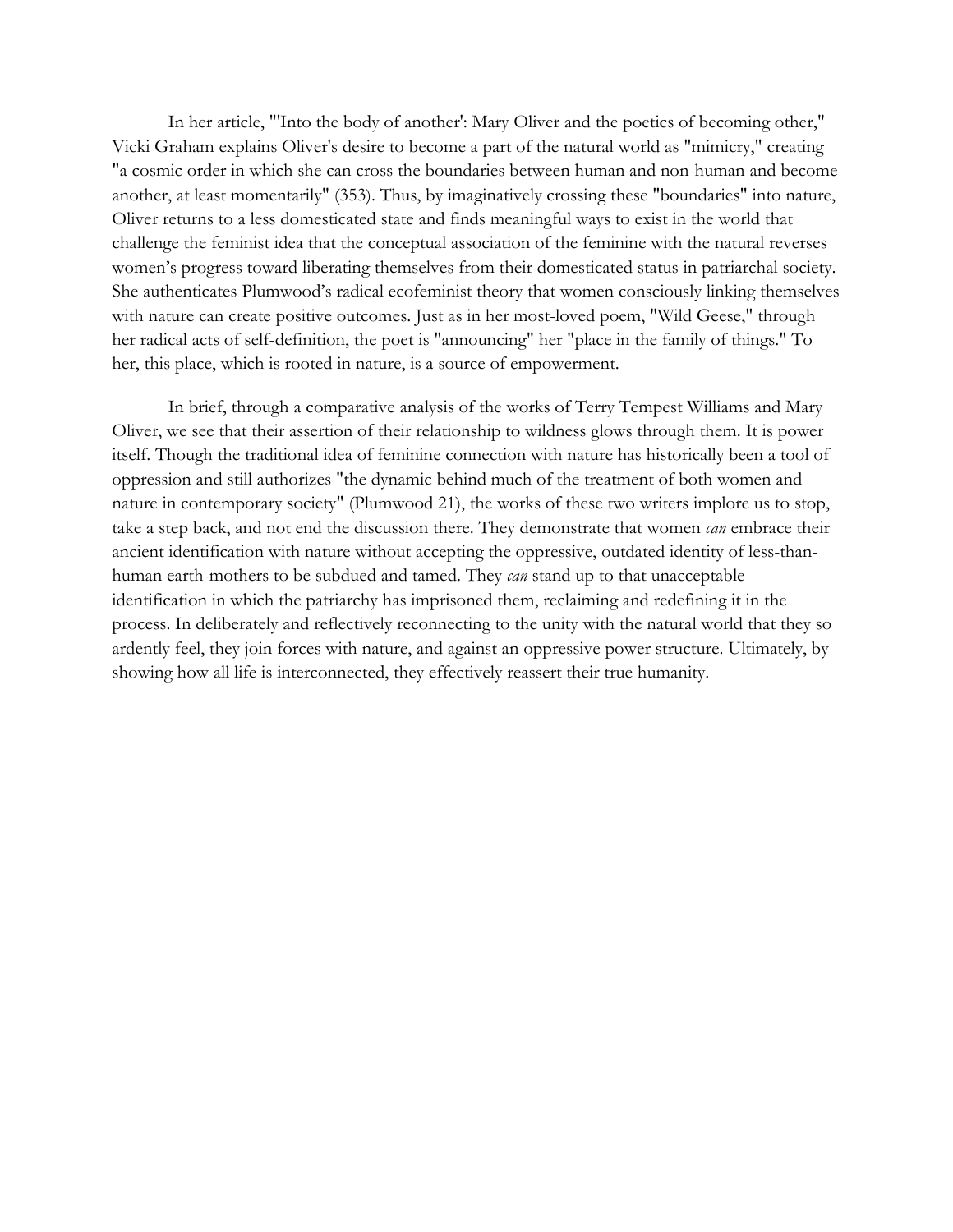In her article, "'Into the body of another': Mary Oliver and the poetics of becoming other," Vicki Graham explains Oliver's desire to become a part of the natural world as "mimicry," creating "a cosmic order in which she can cross the boundaries between human and non-human and become another, at least momentarily" (353). Thus, by imaginatively crossing these "boundaries" into nature, Oliver returns to a less domesticated state and finds meaningful ways to exist in the world that challenge the feminist idea that the conceptual association of the feminine with the natural reverses women's progress toward liberating themselves from their domesticated status in patriarchal society. She authenticates Plumwood's radical ecofeminist theory that women consciously linking themselves with nature can create positive outcomes. Just as in her most-loved poem, "Wild Geese," through her radical acts of self-definition, the poet is "announcing" her "place in the family of things." To her, this place, which is rooted in nature, is a source of empowerment.

In brief, through a comparative analysis of the works of Terry Tempest Williams and Mary Oliver, we see that their assertion of their relationship to wildness glows through them. It is power itself. Though the traditional idea of feminine connection with nature has historically been a tool of oppression and still authorizes "the dynamic behind much of the treatment of both women and nature in contemporary society" (Plumwood 21), the works of these two writers implore us to stop, take a step back, and not end the discussion there. They demonstrate that women *can* embrace their ancient identification with nature without accepting the oppressive, outdated identity of less-than-human earth-mothers to be subdued and tamed. They *can* stand up to that unacceptable identification in which the patriarchy has imprisoned them, reclaiming and redefining it in the process. In deliberately and reflectively reconnecting to the unity with the natural world that they so ardently feel, they join forces with nature, and against an oppressive power structure. Ultimately, by showing how all life is interconnected, they effectively reassert their true humanity.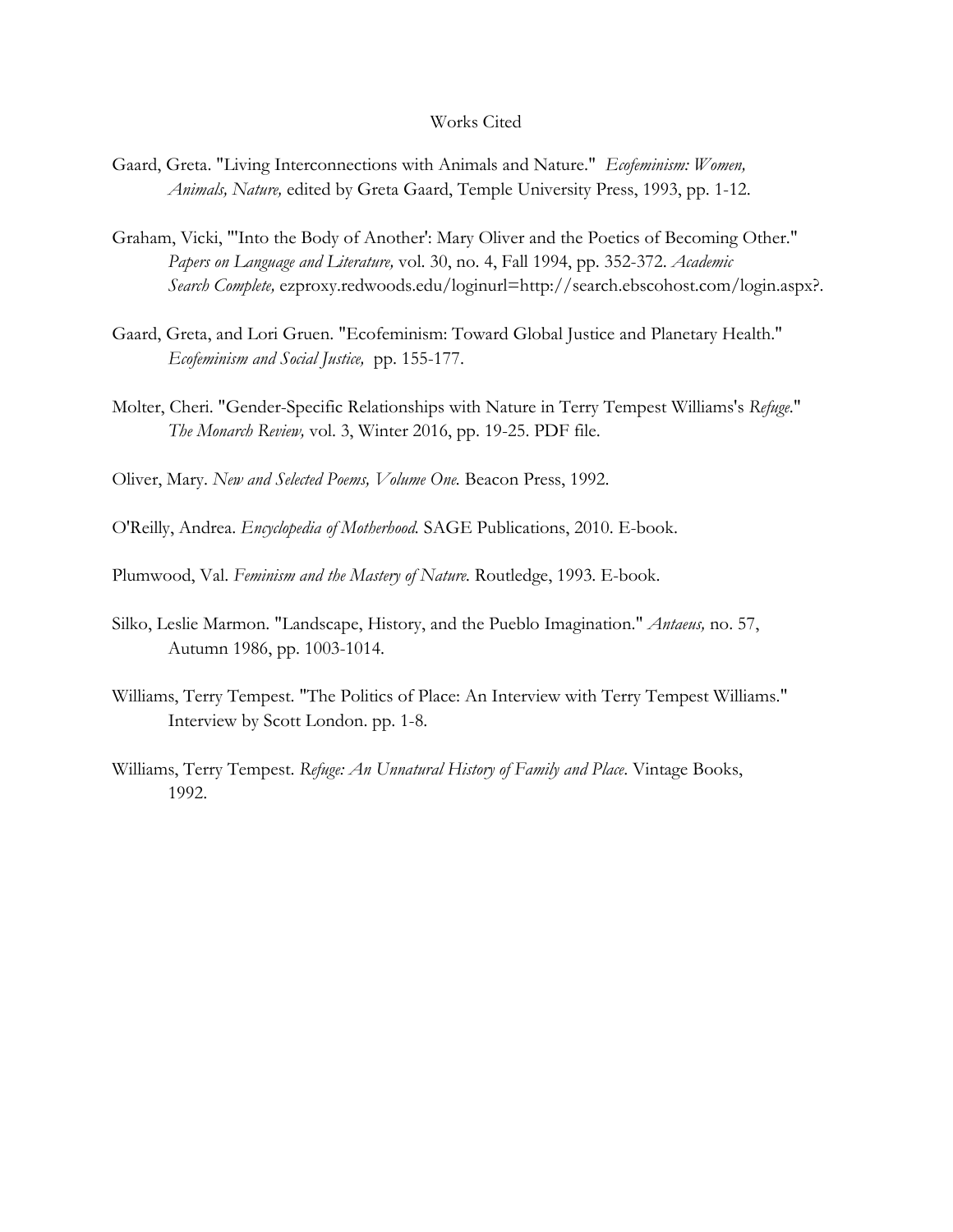# Works Cited

Gaard, Greta. "Living Interconnections with Animals and Nature." *Ecofeminism: Women, Animals, Nature,* edited by Greta Gaard, Temple University Press, 1993, pp. 1-12.

Graham, Vicki, "'Into the Body of Another': Mary Oliver and the Poetics of Becoming Other." *Papers on Language and Literature,* vol. 30, no. 4, Fall 1994, pp. 352-372. *Academic Search Complete,* ezproxy.redwoods.edu/loginurl=http://search.ebscohost.com/login.aspx?.

Gaard, Greta, and Lori Gruen. "Ecofeminism: Toward Global Justice and Planetary Health." *Ecofeminism and Social Justice,* pp. 155-177.

Molter, Cheri. "Gender-Specific Relationships with Nature in Terry Tempest Williams's *Refuge*." *The Monarch Review,* vol. 3, Winter 2016, pp. 19-25. PDF file.

Oliver, Mary. *New and Selected Poems, Volume One.* Beacon Press, 1992.

O'Reilly, Andrea. *Encyclopedia of Motherhood.* SAGE Publications, 2010. E-book.

Plumwood, Val. *Feminism and the Mastery of Nature.* Routledge, 1993. E-book.

Silko, Leslie Marmon. "Landscape, History, and the Pueblo Imagination." *Antaeus,* no. 57, Autumn 1986, pp. 1003-1014.

Williams, Terry Tempest. "The Politics of Place: An Interview with Terry Tempest Williams." Interview by Scott London. pp. 1-8.

Williams, Terry Tempest. *Refuge: An Unnatural History of Family and Place.* Vintage Books, 1992.